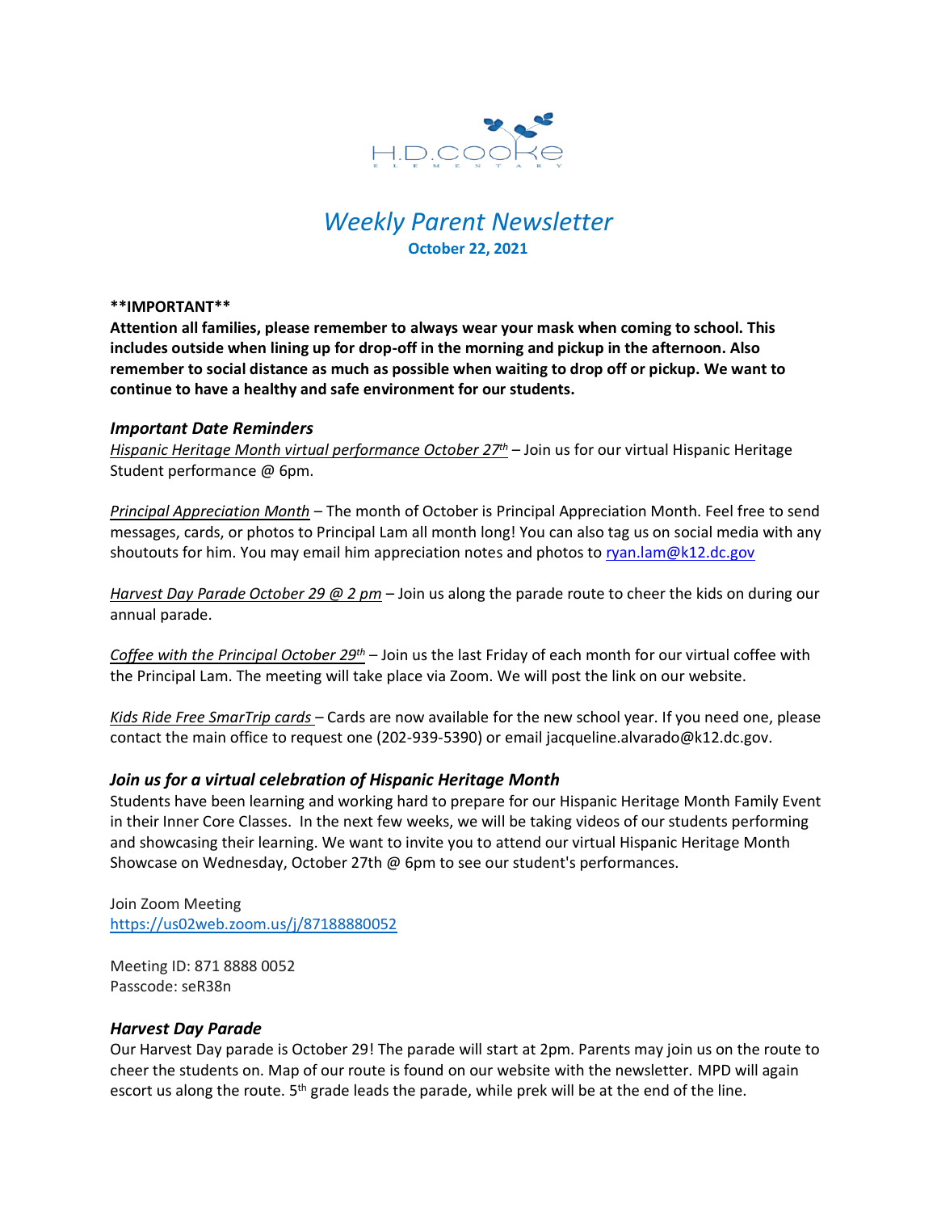H.D. COOKE ELEMENTARY

# *Weekly Parent Newsletter*

**October 22, 2021**

****IMPORTANT****

**Attention all families, please remember to always wear your mask when coming to school. This includes outside when lining up for drop-off in the morning and pickup in the afternoon. Also remember to social distance as much as possible when waiting to drop off or pickup. We want to continue to have a healthy and safe environment for our students.**

### *Important Date Reminders*

*Hispanic Heritage Month virtual performance October 27th* – Join us for our virtual Hispanic Heritage Student performance @ 6pm.

*Principal Appreciation Month* – The month of October is Principal Appreciation Month. Feel free to send messages, cards, or photos to Principal Lam all month long! You can also tag us on social media with any shoutouts for him. You may email him appreciation notes and photos to ryan.lam@k12.dc.gov

*Harvest Day Parade October 29 @ 2 pm* – Join us along the parade route to cheer the kids on during our annual parade.

*Coffee with the Principal October 29th* – Join us the last Friday of each month for our virtual coffee with the Principal Lam. The meeting will take place via Zoom. We will post the link on our website.

*Kids Ride Free SmarTrip cards* – Cards are now available for the new school year. If you need one, please contact the main office to request one (202-939-5390) or email jacqueline.alvarado@k12.dc.gov.

### *Join us for a virtual celebration of Hispanic Heritage Month*

Students have been learning and working hard to prepare for our Hispanic Heritage Month Family Event in their Inner Core Classes. In the next few weeks, we will be taking videos of our students performing and showcasing their learning. We want to invite you to attend our virtual Hispanic Heritage Month Showcase on Wednesday, October 27th @ 6pm to see our student's performances.

Join Zoom Meeting
https://us02web.zoom.us/j/87188880052

Meeting ID: 871 8888 0052
Passcode: seR38n

### *Harvest Day Parade*

Our Harvest Day parade is October 29! The parade will start at 2pm. Parents may join us on the route to cheer the students on. Map of our route is found on our website with the newsletter. MPD will again escort us along the route. 5th grade leads the parade, while prek will be at the end of the line.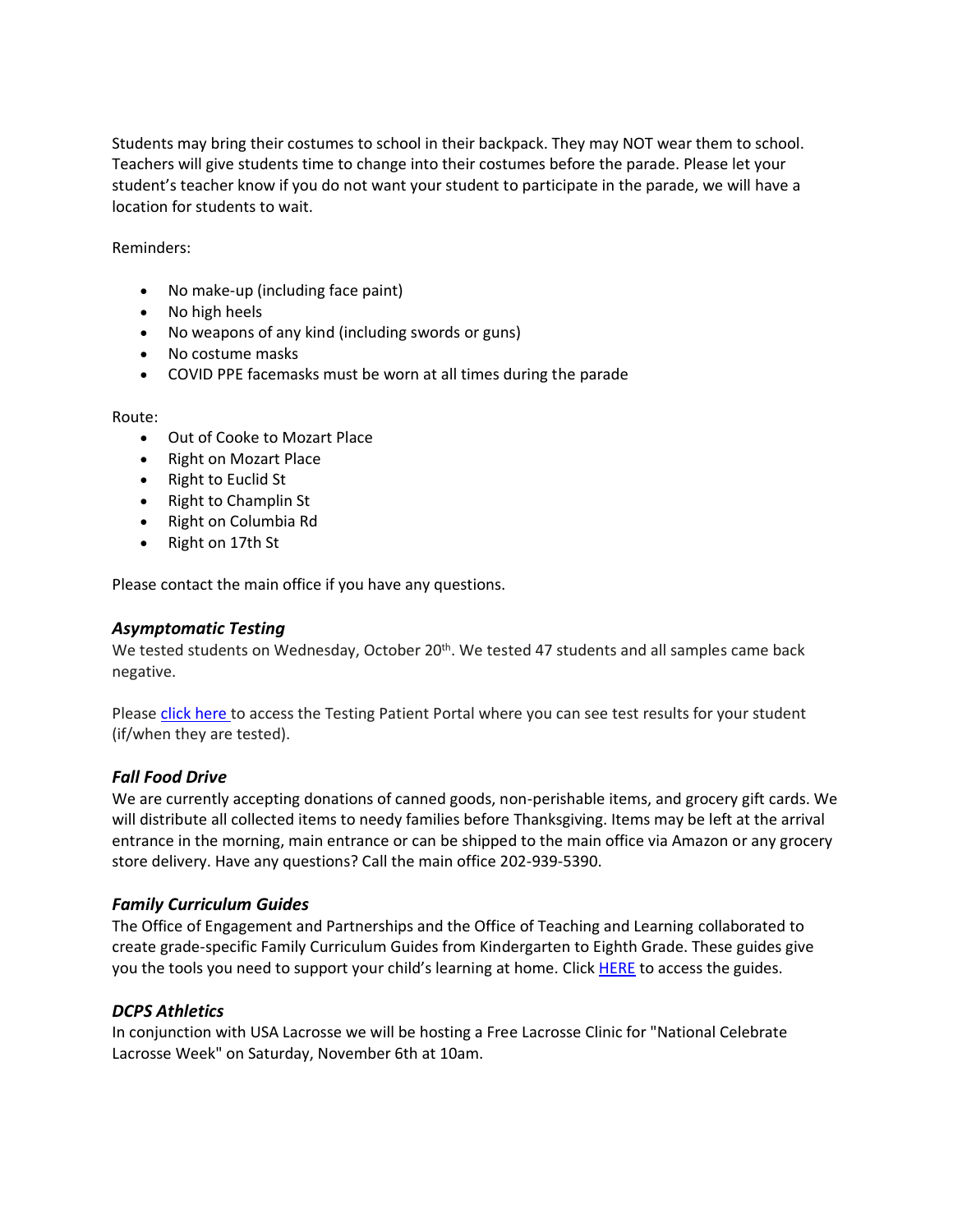Students may bring their costumes to school in their backpack. They may NOT wear them to school. Teachers will give students time to change into their costumes before the parade. Please let your student's teacher know if you do not want your student to participate in the parade, we will have a location for students to wait.

Reminders:

- No make-up (including face paint)
- No high heels
- No weapons of any kind (including swords or guns)
- No costume masks
- COVID PPE facemasks must be worn at all times during the parade

Route:

- Out of Cooke to Mozart Place
- Right on Mozart Place
- Right to Euclid St
- Right to Champlin St
- Right on Columbia Rd
- Right on 17th St

Please contact the main office if you have any questions.

### *Asymptomatic Testing*

We tested students on Wednesday, October 20th. We tested 47 students and all samples came back negative.

Please click here to access the Testing Patient Portal where you can see test results for your student (if/when they are tested).

### *Fall Food Drive*

We are currently accepting donations of canned goods, non-perishable items, and grocery gift cards. We will distribute all collected items to needy families before Thanksgiving. Items may be left at the arrival entrance in the morning, main entrance or can be shipped to the main office via Amazon or any grocery store delivery. Have any questions? Call the main office 202-939-5390.

### *Family Curriculum Guides*

The Office of Engagement and Partnerships and the Office of Teaching and Learning collaborated to create grade-specific Family Curriculum Guides from Kindergarten to Eighth Grade. These guides give you the tools you need to support your child's learning at home. Click HERE to access the guides.

### *DCPS Athletics*

In conjunction with USA Lacrosse we will be hosting a Free Lacrosse Clinic for "National Celebrate Lacrosse Week" on Saturday, November 6th at 10am.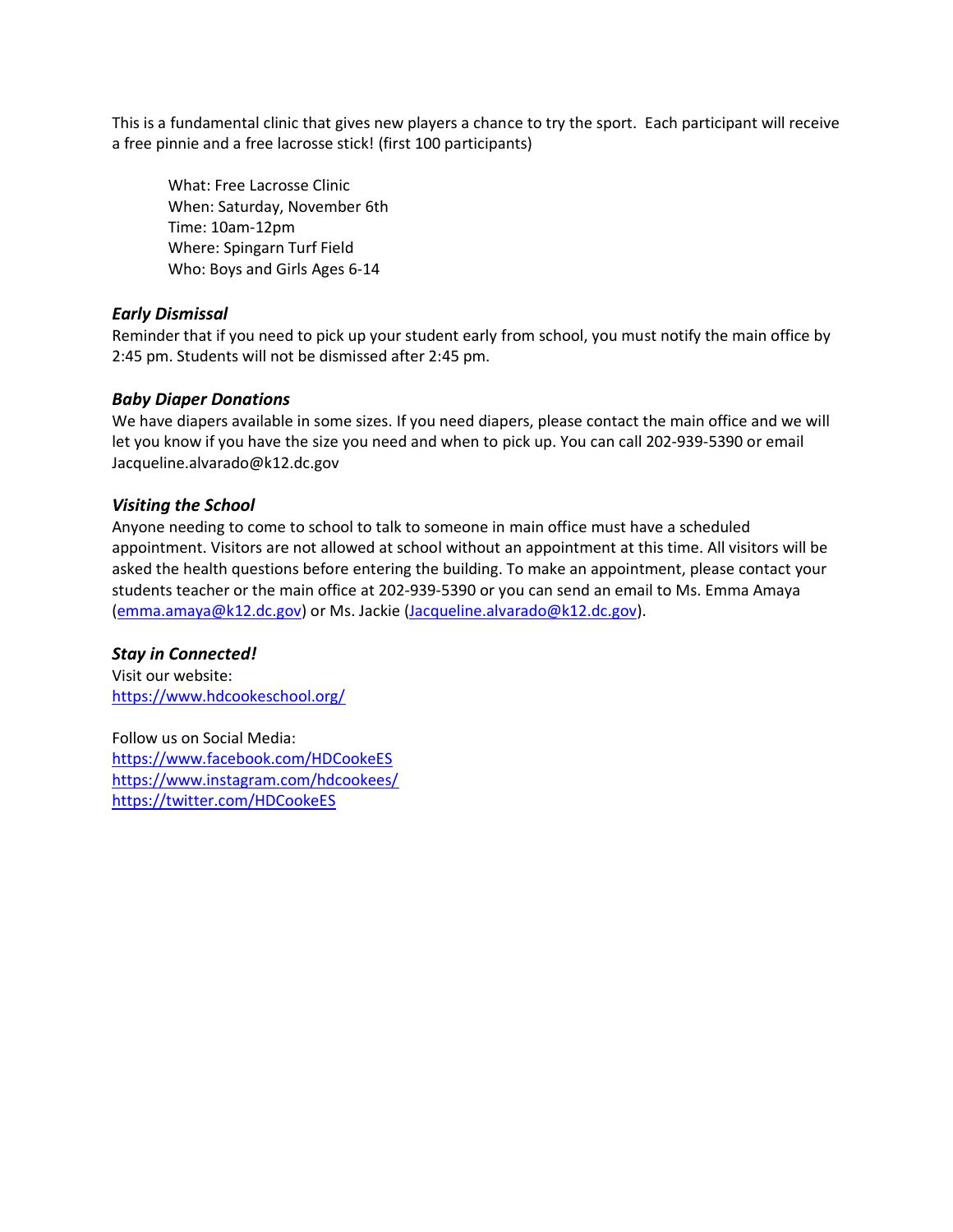This is a fundamental clinic that gives new players a chance to try the sport. Each participant will receive a free pinnie and a free lacrosse stick! (first 100 participants)

What: Free Lacrosse Clinic
When: Saturday, November 6th
Time: 10am-12pm
Where: Spingarn Turf Field
Who: Boys and Girls Ages 6-14

### ***Early Dismissal***

Reminder that if you need to pick up your student early from school, you must notify the main office by 2:45 pm. Students will not be dismissed after 2:45 pm.

### ***Baby Diaper Donations***

We have diapers available in some sizes. If you need diapers, please contact the main office and we will let you know if you have the size you need and when to pick up. You can call 202-939-5390 or email Jacqueline.alvarado@k12.dc.gov

### ***Visiting the School***

Anyone needing to come to school to talk to someone in main office must have a scheduled appointment. Visitors are not allowed at school without an appointment at this time. All visitors will be asked the health questions before entering the building. To make an appointment, please contact your students teacher or the main office at 202-939-5390 or you can send an email to Ms. Emma Amaya (emma.amaya@k12.dc.gov) or Ms. Jackie (Jacqueline.alvarado@k12.dc.gov).

### ***Stay in Connected!***

Visit our website:
https://www.hdcookeschool.org/

Follow us on Social Media:
https://www.facebook.com/HDCookeES
https://www.instagram.com/hdcookees/
https://twitter.com/HDCookeES